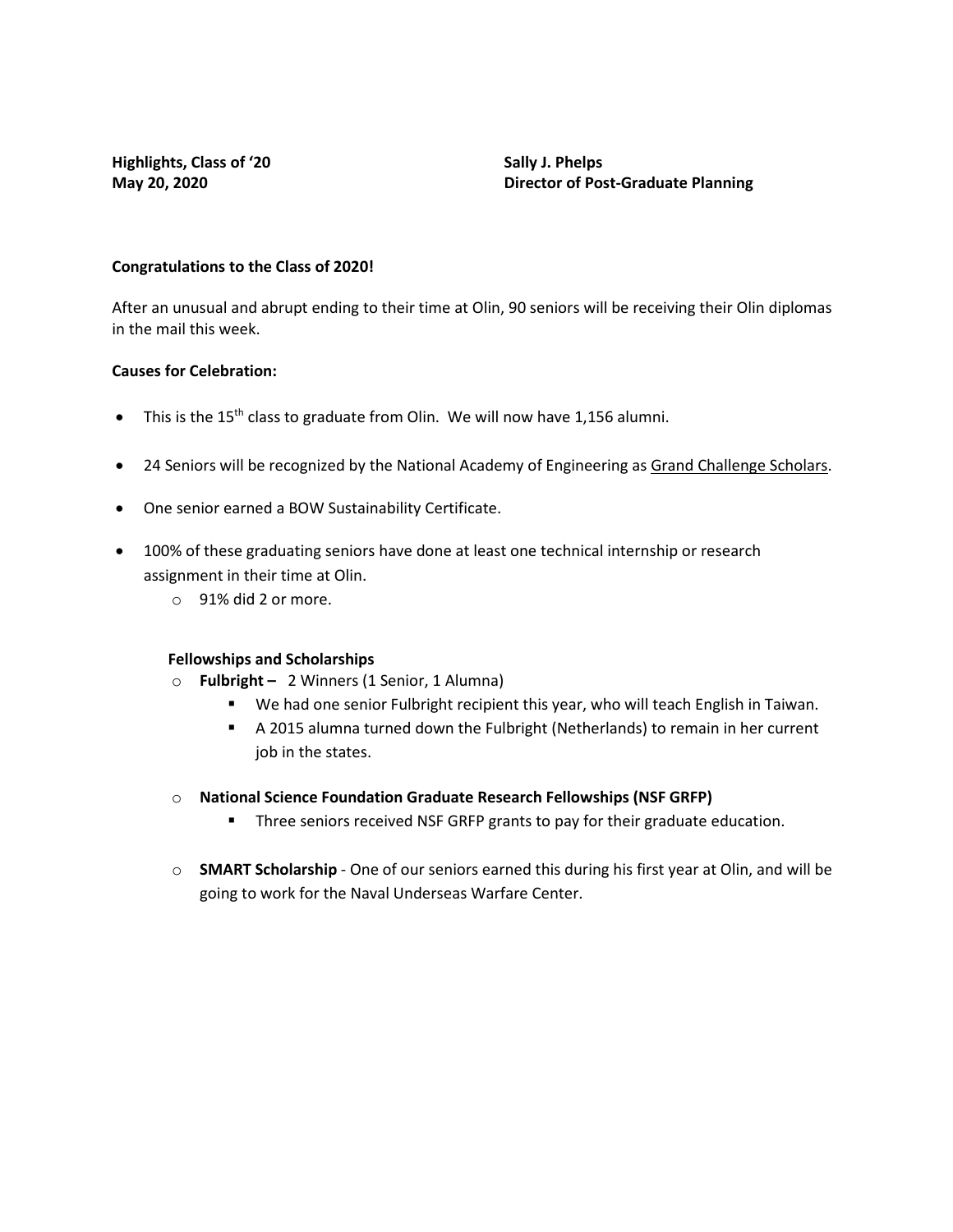**Highlights, Class of '20**
**May 20, 2020**

**Sally J. Phelps**
**Director of Post-Graduate Planning**

**Congratulations to the Class of 2020!**

After an unusual and abrupt ending to their time at Olin, 90 seniors will be receiving their Olin diplomas in the mail this week.

**Causes for Celebration:**

- This is the 15th class to graduate from Olin. We will now have 1,156 alumni.
- 24 Seniors will be recognized by the National Academy of Engineering as Grand Challenge Scholars.
- One senior earned a BOW Sustainability Certificate.
- 100% of these graduating seniors have done at least one technical internship or research assignment in their time at Olin.
  - 91% did 2 or more.

**Fellowships and Scholarships**

- **Fulbright –** 2 Winners (1 Senior, 1 Alumna)
  - We had one senior Fulbright recipient this year, who will teach English in Taiwan.
  - A 2015 alumna turned down the Fulbright (Netherlands) to remain in her current job in the states.
- **National Science Foundation Graduate Research Fellowships (NSF GRFP)**
  - Three seniors received NSF GRFP grants to pay for their graduate education.
- **SMART Scholarship** - One of our seniors earned this during his first year at Olin, and will be going to work for the Naval Underseas Warfare Center.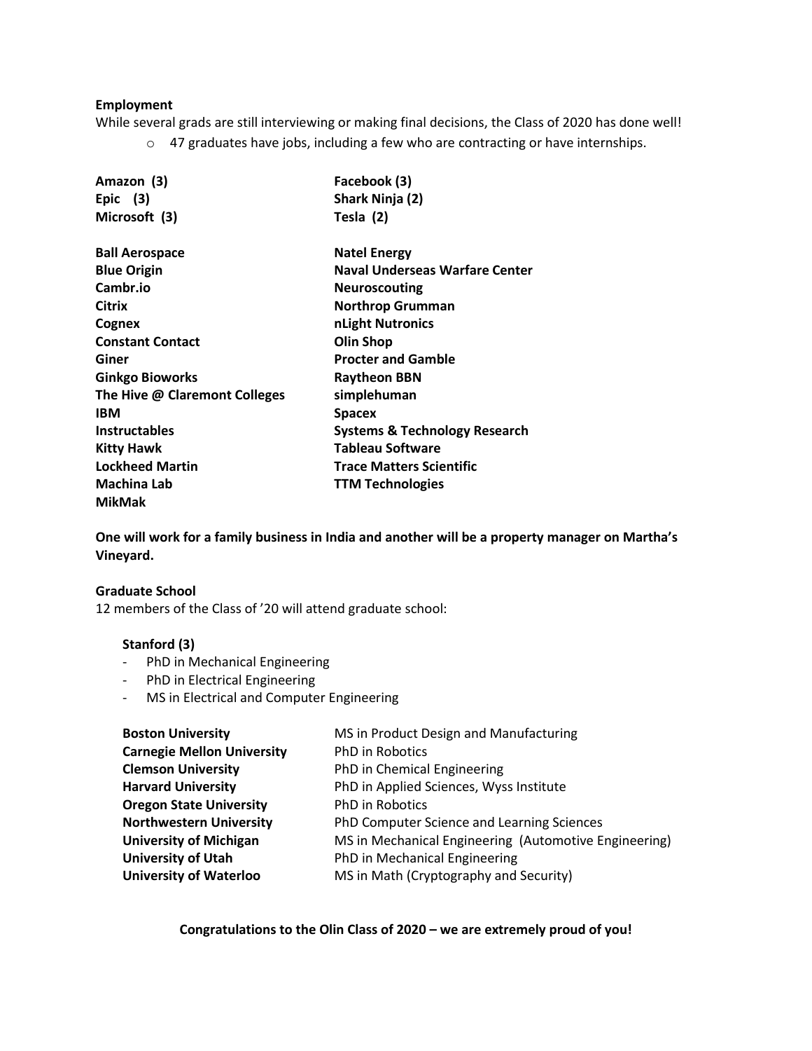**Employment**

While several grads are still interviewing or making final decisions, the Class of 2020 has done well!

- 47 graduates have jobs, including a few who are contracting or have internships.

**Amazon (3)**
**Epic (3)**
**Microsoft (3)**
**Facebook (3)**
**Shark Ninja (2)**
**Tesla (2)**

**Ball Aerospace**
**Blue Origin**
**Cambr.io**
**Citrix**
**Cognex**
**Constant Contact**
**Giner**
**Ginkgo Bioworks**
**The Hive @ Claremont Colleges**
**IBM**
**Instructables**
**Kitty Hawk**
**Lockheed Martin**
**Machina Lab**
**MikMak**
**Natel Energy**
**Naval Underseas Warfare Center**
**Neuroscouting**
**Northrop Grumman**
**nLight Nutronics**
**Olin Shop**
**Procter and Gamble**
**Raytheon BBN**
**simplehuman**
**Spacex**
**Systems & Technology Research**
**Tableau Software**
**Trace Matters Scientific**
**TTM Technologies**

**One will work for a family business in India and another will be a property manager on Martha's Vineyard.**

**Graduate School**

12 members of the Class of '20 will attend graduate school:

**Stanford (3)**

- PhD in Mechanical Engineering
- PhD in Electrical Engineering
- MS in Electrical and Computer Engineering

| | |
|---|---|
| **Boston University** | MS in Product Design and Manufacturing |
| **Carnegie Mellon University** | PhD in Robotics |
| **Clemson University** | PhD in Chemical Engineering |
| **Harvard University** | PhD in Applied Sciences, Wyss Institute |
| **Oregon State University** | PhD in Robotics |
| **Northwestern University** | PhD Computer Science and Learning Sciences |
| **University of Michigan** | MS in Mechanical Engineering (Automotive Engineering) |
| **University of Utah** | PhD in Mechanical Engineering |
| **University of Waterloo** | MS in Math (Cryptography and Security) |

**Congratulations to the Olin Class of 2020 – we are extremely proud of you!**